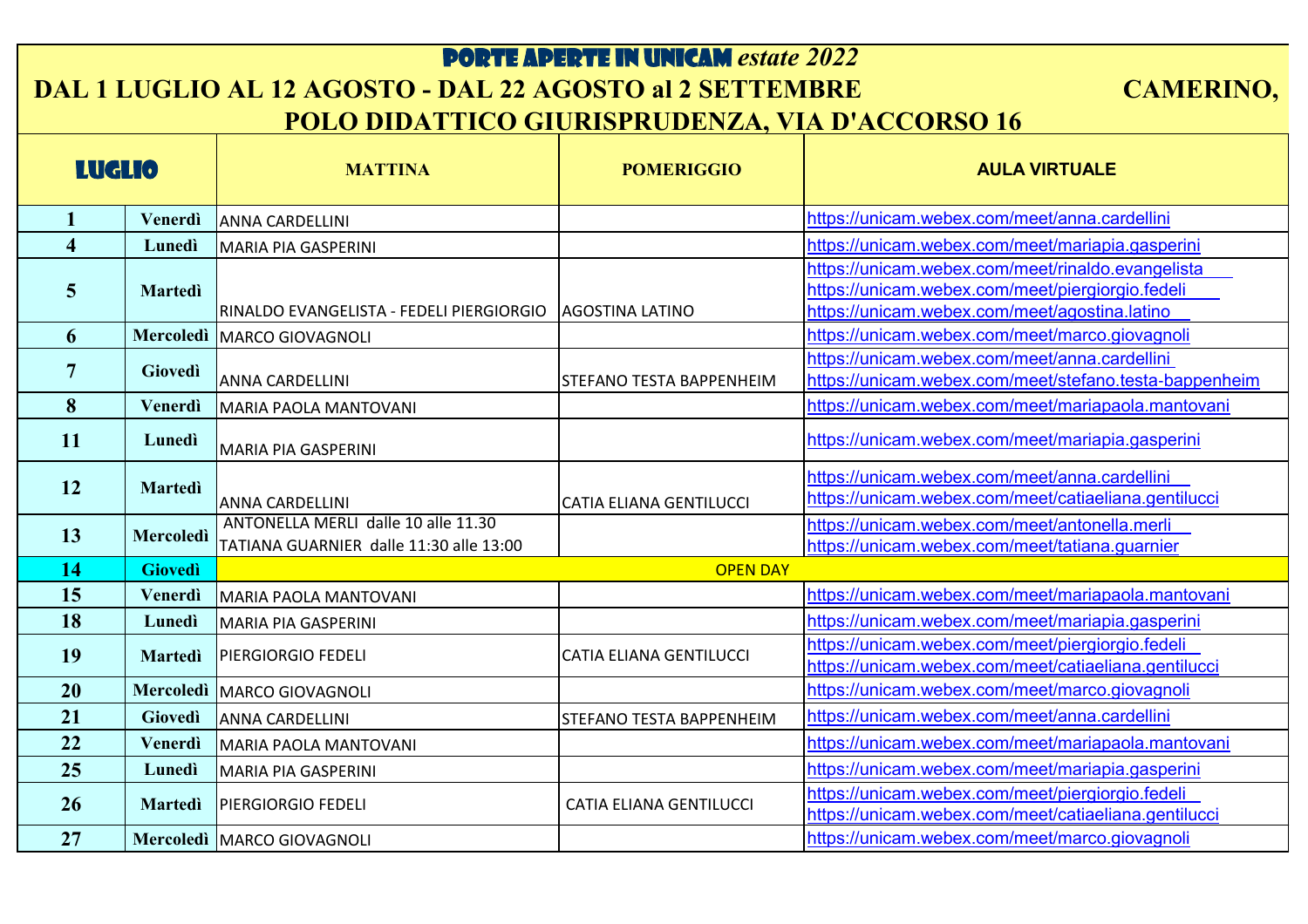# **PORTE APERTE IN UNICAM** *estate 2022*

## DAL 1 LUGLIO AL 12 AGOSTO - DAL 22 AGOSTO al 2 SETTEMBRE CAMERINO, POLO DIDATTICO GIURISPRUDENZA, VIA D'ACCORSO 16

| LUGLIO | | MATTINA | POMERIGGIO | AULA VIRTUALE |
|---|---|---|---|---|
| 1 | Venerdì | ANNA CARDELLINI | | https://unicam.webex.com/meet/anna.cardellini |
| 4 | Lunedì | MARIA PIA GASPERINI | | https://unicam.webex.com/meet/mariapia.gasperini |
| 5 | Martedì | RINALDO EVANGELISTA - FEDELI PIERGIORGIO | AGOSTINA LATINO | https://unicam.webex.com/meet/rinaldo.evangelista https://unicam.webex.com/meet/piergiorgio.fedeli https://unicam.webex.com/meet/agostina.latino |
| 6 | Mercoledì | MARCO GIOVAGNOLI | | https://unicam.webex.com/meet/marco.giovagnoli |
| 7 | Giovedì | ANNA CARDELLINI | STEFANO TESTA BAPPENHEIM | https://unicam.webex.com/meet/anna.cardellini https://unicam.webex.com/meet/stefano.testa-bappenheim |
| 8 | Venerdì | MARIA PAOLA MANTOVANI | | https://unicam.webex.com/meet/mariapaola.mantovani |
| 11 | Lunedì | MARIA PIA GASPERINI | | https://unicam.webex.com/meet/mariapia.gasperini |
| 12 | Martedì | ANNA CARDELLINI | CATIA ELIANA GENTILUCCI | https://unicam.webex.com/meet/anna.cardellini https://unicam.webex.com/meet/catiaeliana.gentilucci |
| 13 | Mercoledì | ANTONELLA MERLI dalle 10 alle 11.30 TATIANA GUARNIER dalle 11:30 alle 13:00 | | https://unicam.webex.com/meet/antonella.merli https://unicam.webex.com/meet/tatiana.guarnier |
| 14 | Giovedì | OPEN DAY | | |
| 15 | Venerdì | MARIA PAOLA MANTOVANI | | https://unicam.webex.com/meet/mariapaola.mantovani |
| 18 | Lunedì | MARIA PIA GASPERINI | | https://unicam.webex.com/meet/mariapia.gasperini |
| 19 | Martedì | PIERGIORGIO FEDELI | CATIA ELIANA GENTILUCCI | https://unicam.webex.com/meet/piergiorgio.fedeli https://unicam.webex.com/meet/catiaeliana.gentilucci |
| 20 | Mercoledì | MARCO GIOVAGNOLI | | https://unicam.webex.com/meet/marco.giovagnoli |
| 21 | Giovedì | ANNA CARDELLINI | STEFANO TESTA BAPPENHEIM | https://unicam.webex.com/meet/anna.cardellini |
| 22 | Venerdì | MARIA PAOLA MANTOVANI | | https://unicam.webex.com/meet/mariapaola.mantovani |
| 25 | Lunedì | MARIA PIA GASPERINI | | https://unicam.webex.com/meet/mariapia.gasperini |
| 26 | Martedì | PIERGIORGIO FEDELI | CATIA ELIANA GENTILUCCI | https://unicam.webex.com/meet/piergiorgio.fedeli https://unicam.webex.com/meet/catiaeliana.gentilucci |
| 27 | Mercoledì | MARCO GIOVAGNOLI | | https://unicam.webex.com/meet/marco.giovagnoli |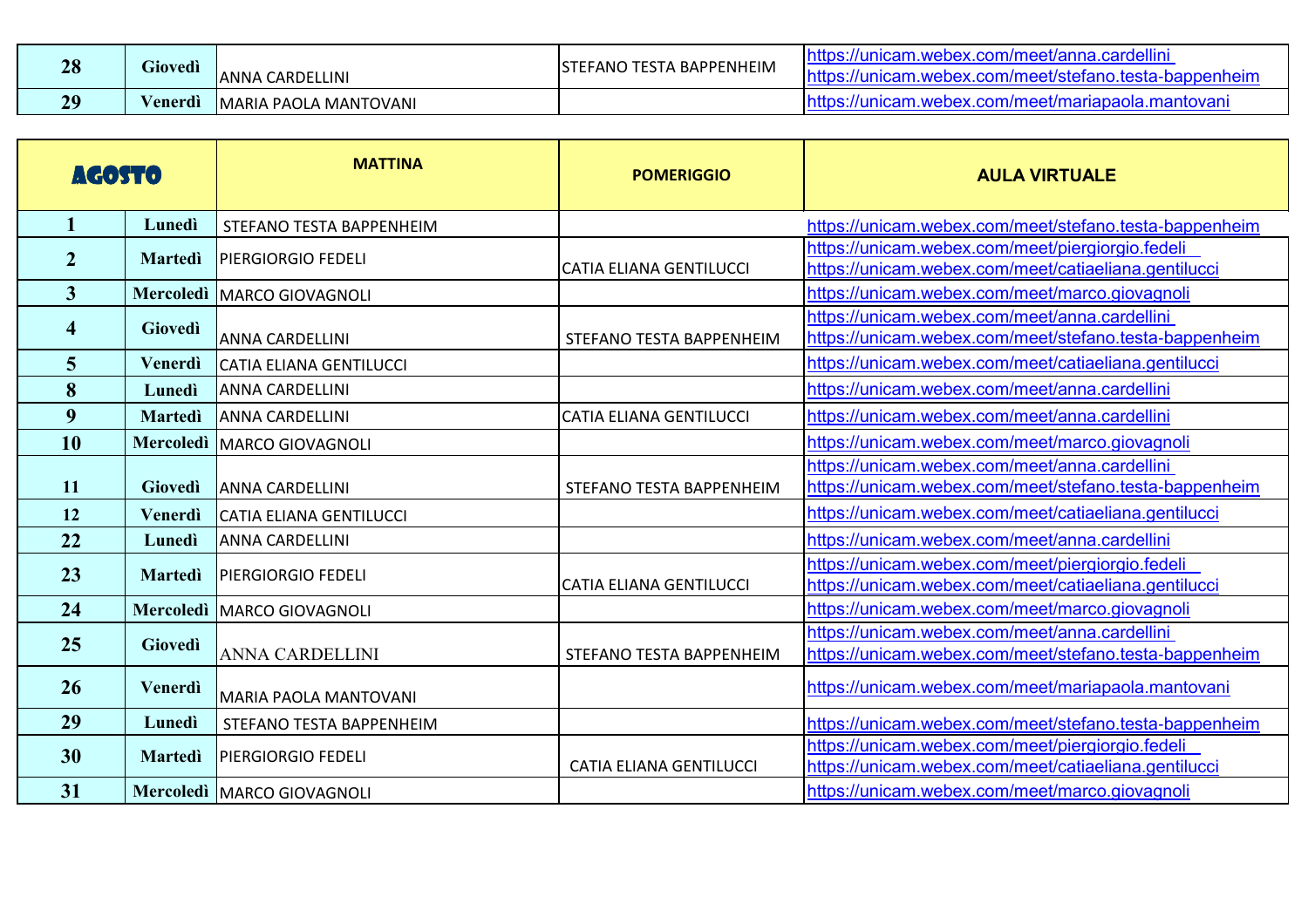| | | | | |
|---|---|---|---|---|
| 28 | Giovedì | ANNA CARDELLINI | STEFANO TESTA BAPPENHEIM | https://unicam.webex.com/meet/anna.cardellini https://unicam.webex.com/meet/stefano.testa-bappenheim |
| 29 | Venerdì | MARIA PAOLA MANTOVANI | | https://unicam.webex.com/meet/mariapaola.mantovani |

| AGOSTO | | MATTINA | POMERIGGIO | AULA VIRTUALE |
|---|---|---|---|---|
| 1 | Lunedì | STEFANO TESTA BAPPENHEIM | | https://unicam.webex.com/meet/stefano.testa-bappenheim |
| 2 | Martedì | PIERGIORGIO FEDELI | CATIA ELIANA GENTILUCCI | https://unicam.webex.com/meet/piergiorgio.fedeli https://unicam.webex.com/meet/catiaeliana.gentilucci |
| 3 | Mercoledì | MARCO GIOVAGNOLI | | https://unicam.webex.com/meet/marco.giovagnoli |
| 4 | Giovedì | ANNA CARDELLINI | STEFANO TESTA BAPPENHEIM | https://unicam.webex.com/meet/anna.cardellini https://unicam.webex.com/meet/stefano.testa-bappenheim |
| 5 | Venerdì | CATIA ELIANA GENTILUCCI | | https://unicam.webex.com/meet/catiaeliana.gentilucci |
| 8 | Lunedì | ANNA CARDELLINI | | https://unicam.webex.com/meet/anna.cardellini |
| 9 | Martedì | ANNA CARDELLINI | CATIA ELIANA GENTILUCCI | https://unicam.webex.com/meet/anna.cardellini |
| 10 | Mercoledì | MARCO GIOVAGNOLI | | https://unicam.webex.com/meet/marco.giovagnoli |
| 11 | Giovedì | ANNA CARDELLINI | STEFANO TESTA BAPPENHEIM | https://unicam.webex.com/meet/anna.cardellini https://unicam.webex.com/meet/stefano.testa-bappenheim |
| 12 | Venerdì | CATIA ELIANA GENTILUCCI | | https://unicam.webex.com/meet/catiaeliana.gentilucci |
| 22 | Lunedì | ANNA CARDELLINI | | https://unicam.webex.com/meet/anna.cardellini |
| 23 | Martedì | PIERGIORGIO FEDELI | CATIA ELIANA GENTILUCCI | https://unicam.webex.com/meet/piergiorgio.fedeli https://unicam.webex.com/meet/catiaeliana.gentilucci |
| 24 | Mercoledì | MARCO GIOVAGNOLI | | https://unicam.webex.com/meet/marco.giovagnoli |
| 25 | Giovedì | ANNA CARDELLINI | STEFANO TESTA BAPPENHEIM | https://unicam.webex.com/meet/anna.cardellini https://unicam.webex.com/meet/stefano.testa-bappenheim |
| 26 | Venerdì | MARIA PAOLA MANTOVANI | | https://unicam.webex.com/meet/mariapaola.mantovani |
| 29 | Lunedì | STEFANO TESTA BAPPENHEIM | | https://unicam.webex.com/meet/stefano.testa-bappenheim |
| 30 | Martedì | PIERGIORGIO FEDELI | CATIA ELIANA GENTILUCCI | https://unicam.webex.com/meet/piergiorgio.fedeli https://unicam.webex.com/meet/catiaeliana.gentilucci |
| 31 | Mercoledì | MARCO GIOVAGNOLI | | https://unicam.webex.com/meet/marco.giovagnoli |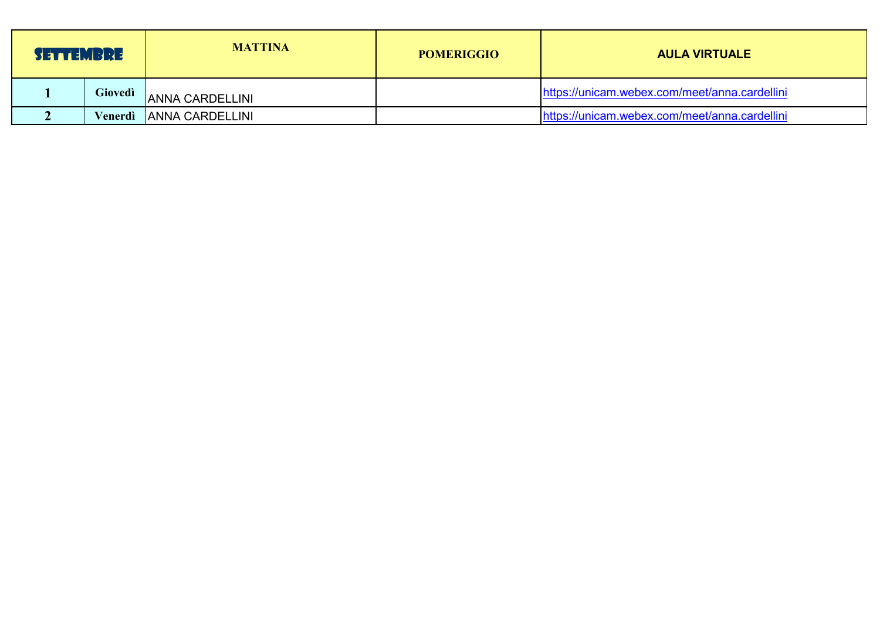| SETTEMBRE | | MATTINA | POMERIGGIO | AULA VIRTUALE |
|---|---|---|---|---|
| 1 | Giovedì | ANNA CARDELLINI | | https://unicam.webex.com/meet/anna.cardellini |
| 2 | Venerdì | ANNA CARDELLINI | | https://unicam.webex.com/meet/anna.cardellini |